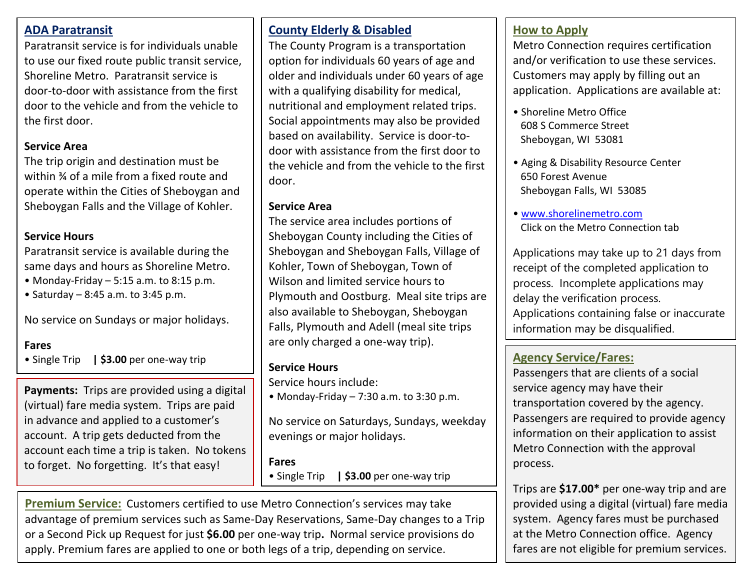## ADA Paratransit

Paratransit service is for individuals unable to use our fixed route public transit service, Shoreline Metro. Paratransit service is door-to-door with assistance from the first door to the vehicle and from the vehicle to the first door.

**Service Area**

The trip origin and destination must be within ¾ of a mile from a fixed route and operate within the Cities of Sheboygan and Sheboygan Falls and the Village of Kohler.

**Service Hours**

Paratransit service is available during the same days and hours as Shoreline Metro.

- Monday-Friday – 5:15 a.m. to 8:15 p.m.
- Saturday – 8:45 a.m. to 3:45 p.m.

No service on Sundays or major holidays.

**Fares**

- Single Trip | **$3.00** per one-way trip

**Payments:** Trips are provided using a digital (virtual) fare media system. Trips are paid in advance and applied to a customer's account. A trip gets deducted from the account each time a trip is taken. No tokens to forget. No forgetting. It's that easy!

## County Elderly & Disabled

The County Program is a transportation option for individuals 60 years of age and older and individuals under 60 years of age with a qualifying disability for medical, nutritional and employment related trips. Social appointments may also be provided based on availability. Service is door-to-door with assistance from the first door to the vehicle and from the vehicle to the first door.

**Service Area**

The service area includes portions of Sheboygan County including the Cities of Sheboygan and Sheboygan Falls, Village of Kohler, Town of Sheboygan, Town of Wilson and limited service hours to Plymouth and Oostburg. Meal site trips are also available to Sheboygan, Sheboygan Falls, Plymouth and Adell (meal site trips are only charged a one-way trip).

**Service Hours**

Service hours include:

- Monday-Friday – 7:30 a.m. to 3:30 p.m.

No service on Saturdays, Sundays, weekday evenings or major holidays.

**Fares**

- Single Trip | **$3.00** per one-way trip

**Premium Service:** Customers certified to use Metro Connection's services may take advantage of premium services such as Same-Day Reservations, Same-Day changes to a Trip or a Second Pick up Request for just **$6.00** per one-way trip**.** Normal service provisions do apply. Premium fares are applied to one or both legs of a trip, depending on service.

## How to Apply

Metro Connection requires certification and/or verification to use these services. Customers may apply by filling out an application. Applications are available at:

- Shoreline Metro Office
  608 S Commerce Street
  Sheboygan, WI 53081
- Aging & Disability Resource Center
  650 Forest Avenue
  Sheboygan Falls, WI 53085
- www.shorelinemetro.com
  Click on the Metro Connection tab

Applications may take up to 21 days from receipt of the completed application to process. Incomplete applications may delay the verification process. Applications containing false or inaccurate information may be disqualified.

## Agency Service/Fares:

Passengers that are clients of a social service agency may have their transportation covered by the agency. Passengers are required to provide agency information on their application to assist Metro Connection with the approval process.

Trips are **$17.00*** per one-way trip and are provided using a digital (virtual) fare media system. Agency fares must be purchased at the Metro Connection office. Agency fares are not eligible for premium services.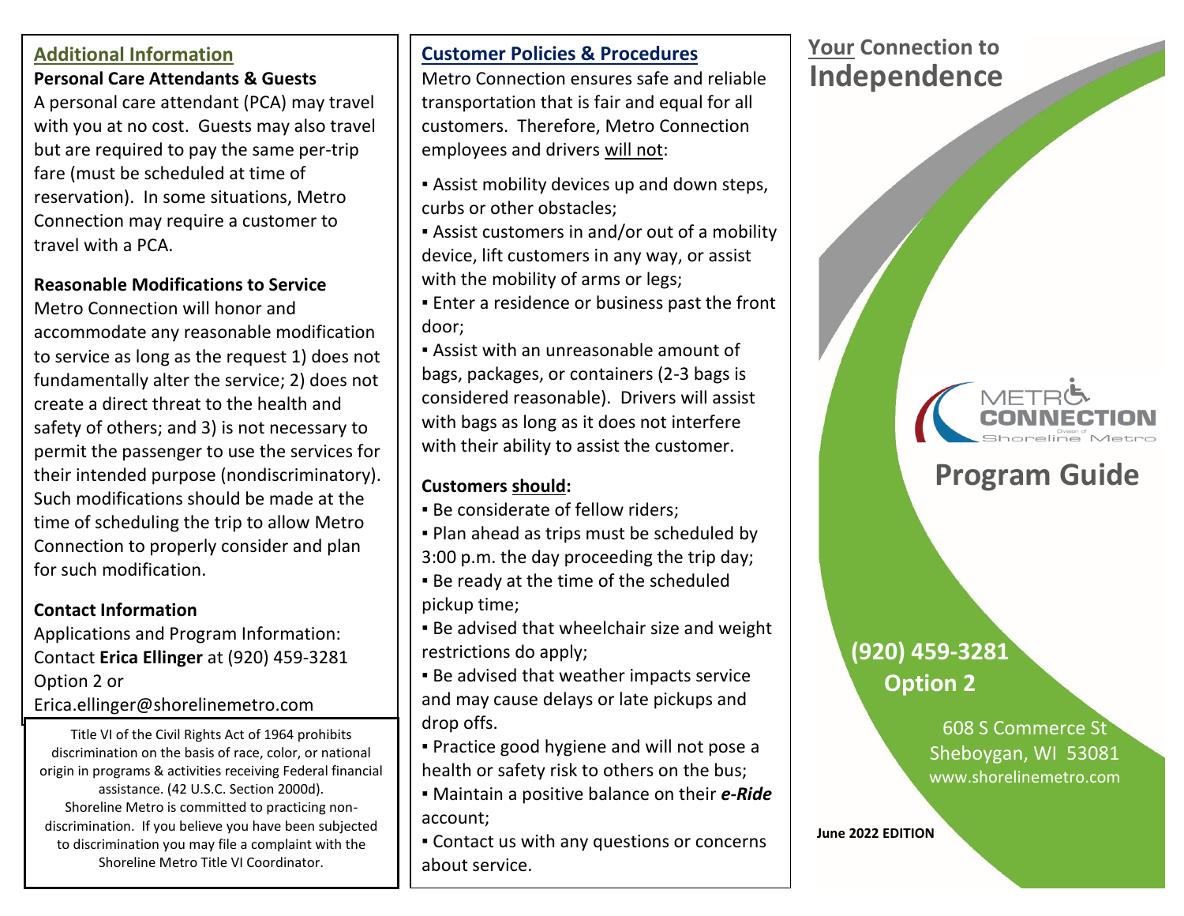## Additional Information

### Personal Care Attendants & Guests

A personal care attendant (PCA) may travel with you at no cost. Guests may also travel but are required to pay the same per-trip fare (must be scheduled at time of reservation). In some situations, Metro Connection may require a customer to travel with a PCA.

### Reasonable Modifications to Service

Metro Connection will honor and accommodate any reasonable modification to service as long as the request 1) does not fundamentally alter the service; 2) does not create a direct threat to the health and safety of others; and 3) is not necessary to permit the passenger to use the services for their intended purpose (nondiscriminatory). Such modifications should be made at the time of scheduling the trip to allow Metro Connection to properly consider and plan for such modification.

### Contact Information

Applications and Program Information: Contact **Erica Ellinger** at (920) 459-3281 Option 2 or Erica.ellinger@shorelinemetro.com

Title VI of the Civil Rights Act of 1964 prohibits discrimination on the basis of race, color, or national origin in programs & activities receiving Federal financial assistance. (42 U.S.C. Section 2000d). Shoreline Metro is committed to practicing non-discrimination. If you believe you have been subjected to discrimination you may file a complaint with the Shoreline Metro Title VI Coordinator.

## Customer Policies & Procedures

Metro Connection ensures safe and reliable transportation that is fair and equal for all customers. Therefore, Metro Connection employees and drivers will not:

- Assist mobility devices up and down steps, curbs or other obstacles;
- Assist customers in and/or out of a mobility device, lift customers in any way, or assist with the mobility of arms or legs;
- Enter a residence or business past the front door;
- Assist with an unreasonable amount of bags, packages, or containers (2-3 bags is considered reasonable). Drivers will assist with bags as long as it does not interfere with their ability to assist the customer.

**Customers should:**

- Be considerate of fellow riders;
- Plan ahead as trips must be scheduled by 3:00 p.m. the day proceeding the trip day;
- Be ready at the time of the scheduled pickup time;
- Be advised that wheelchair size and weight restrictions do apply;
- Be advised that weather impacts service and may cause delays or late pickups and drop offs.
- Practice good hygiene and will not pose a health or safety risk to others on the bus;
- Maintain a positive balance on their ***e-Ride*** account;
- Contact us with any questions or concerns about service.

# Your Connection to Independence

METRO CONNECTION
Division of Shoreline Metro

# Program Guide

**(920) 459-3281**
**Option 2**

608 S Commerce St
Sheboygan, WI 53081
www.shorelinemetro.com

**June 2022 EDITION**